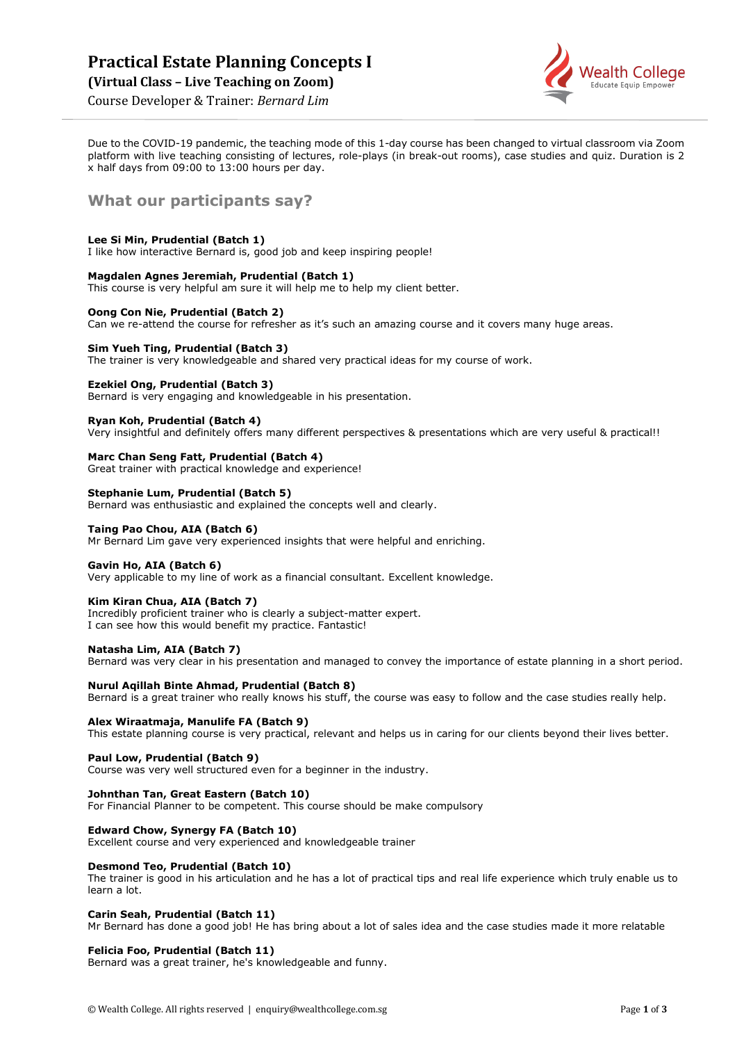# Practical Estate Planning Concepts I

**(Virtual Class – Live Teaching on Zoom)**

Course Developer & Trainer: *Bernard Lim*

Due to the COVID-19 pandemic, the teaching mode of this 1-day course has been changed to virtual classroom via Zoom platform with live teaching consisting of lectures, role-plays (in break-out rooms), case studies and quiz. Duration is 2 x half days from 09:00 to 13:00 hours per day.

## What our participants say?

**Lee Si Min, Prudential (Batch 1)**
I like how interactive Bernard is, good job and keep inspiring people!

**Magdalen Agnes Jeremiah, Prudential (Batch 1)**
This course is very helpful am sure it will help me to help my client better.

**Oong Con Nie, Prudential (Batch 2)**
Can we re-attend the course for refresher as it's such an amazing course and it covers many huge areas.

**Sim Yueh Ting, Prudential (Batch 3)**
The trainer is very knowledgeable and shared very practical ideas for my course of work.

**Ezekiel Ong, Prudential (Batch 3)**
Bernard is very engaging and knowledgeable in his presentation.

**Ryan Koh, Prudential (Batch 4)**
Very insightful and definitely offers many different perspectives & presentations which are very useful & practical!!

**Marc Chan Seng Fatt, Prudential (Batch 4)**
Great trainer with practical knowledge and experience!

**Stephanie Lum, Prudential (Batch 5)**
Bernard was enthusiastic and explained the concepts well and clearly.

**Taing Pao Chou, AIA (Batch 6)**
Mr Bernard Lim gave very experienced insights that were helpful and enriching.

**Gavin Ho, AIA (Batch 6)**
Very applicable to my line of work as a financial consultant. Excellent knowledge.

**Kim Kiran Chua, AIA (Batch 7)**
Incredibly proficient trainer who is clearly a subject-matter expert.
I can see how this would benefit my practice. Fantastic!

**Natasha Lim, AIA (Batch 7)**
Bernard was very clear in his presentation and managed to convey the importance of estate planning in a short period.

**Nurul Aqillah Binte Ahmad, Prudential (Batch 8)**
Bernard is a great trainer who really knows his stuff, the course was easy to follow and the case studies really help.

**Alex Wiraatmaja, Manulife FA (Batch 9)**
This estate planning course is very practical, relevant and helps us in caring for our clients beyond their lives better.

**Paul Low, Prudential (Batch 9)**
Course was very well structured even for a beginner in the industry.

**Johnthan Tan, Great Eastern (Batch 10)**
For Financial Planner to be competent. This course should be make compulsory

**Edward Chow, Synergy FA (Batch 10)**
Excellent course and very experienced and knowledgeable trainer

**Desmond Teo, Prudential (Batch 10)**
The trainer is good in his articulation and he has a lot of practical tips and real life experience which truly enable us to learn a lot.

**Carin Seah, Prudential (Batch 11)**
Mr Bernard has done a good job! He has bring about a lot of sales idea and the case studies made it more relatable

**Felicia Foo, Prudential (Batch 11)**
Bernard was a great trainer, he's knowledgeable and funny.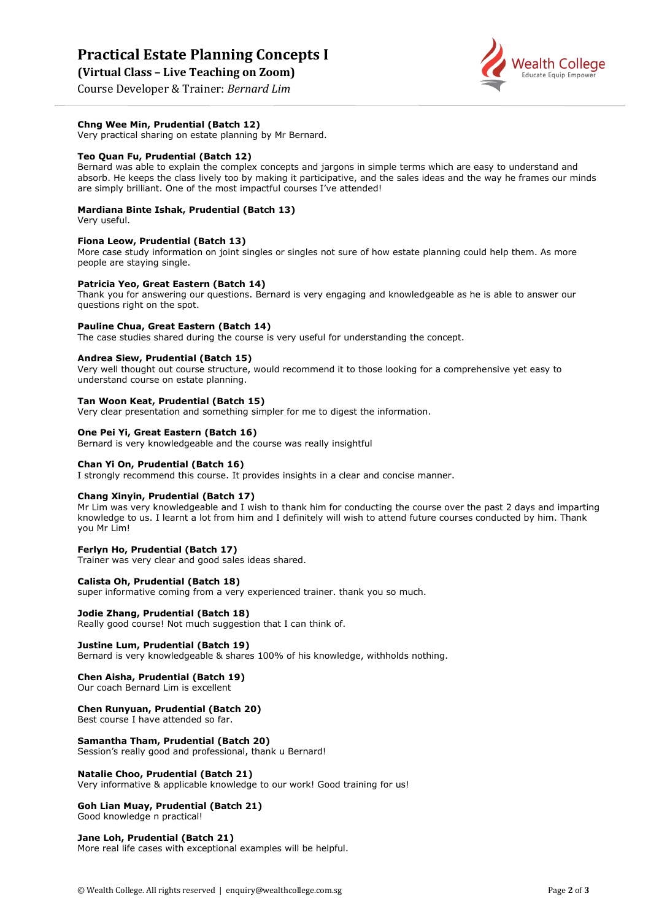**Chng Wee Min, Prudential (Batch 12)**
Very practical sharing on estate planning by Mr Bernard.

**Teo Quan Fu, Prudential (Batch 12)**
Bernard was able to explain the complex concepts and jargons in simple terms which are easy to understand and absorb. He keeps the class lively too by making it participative, and the sales ideas and the way he frames our minds are simply brilliant. One of the most impactful courses I've attended!

**Mardiana Binte Ishak, Prudential (Batch 13)**
Very useful.

**Fiona Leow, Prudential (Batch 13)**
More case study information on joint singles or singles not sure of how estate planning could help them. As more people are staying single.

**Patricia Yeo, Great Eastern (Batch 14)**
Thank you for answering our questions. Bernard is very engaging and knowledgeable as he is able to answer our questions right on the spot.

**Pauline Chua, Great Eastern (Batch 14)**
The case studies shared during the course is very useful for understanding the concept.

**Andrea Siew, Prudential (Batch 15)**
Very well thought out course structure, would recommend it to those looking for a comprehensive yet easy to understand course on estate planning.

**Tan Woon Keat, Prudential (Batch 15)**
Very clear presentation and something simpler for me to digest the information.

**One Pei Yi, Great Eastern (Batch 16)**
Bernard is very knowledgeable and the course was really insightful

**Chan Yi On, Prudential (Batch 16)**
I strongly recommend this course. It provides insights in a clear and concise manner.

**Chang Xinyin, Prudential (Batch 17)**
Mr Lim was very knowledgeable and I wish to thank him for conducting the course over the past 2 days and imparting knowledge to us. I learnt a lot from him and I definitely will wish to attend future courses conducted by him. Thank you Mr Lim!

**Ferlyn Ho, Prudential (Batch 17)**
Trainer was very clear and good sales ideas shared.

**Calista Oh, Prudential (Batch 18)**
super informative coming from a very experienced trainer. thank you so much.

**Jodie Zhang, Prudential (Batch 18)**
Really good course! Not much suggestion that I can think of.

**Justine Lum, Prudential (Batch 19)**
Bernard is very knowledgeable & shares 100% of his knowledge, withholds nothing.

**Chen Aisha, Prudential (Batch 19)**
Our coach Bernard Lim is excellent

**Chen Runyuan, Prudential (Batch 20)**
Best course I have attended so far.

**Samantha Tham, Prudential (Batch 20)**
Session's really good and professional, thank u Bernard!

**Natalie Choo, Prudential (Batch 21)**
Very informative & applicable knowledge to our work! Good training for us!

**Goh Lian Muay, Prudential (Batch 21)**
Good knowledge n practical!

**Jane Loh, Prudential (Batch 21)**
More real life cases with exceptional examples will be helpful.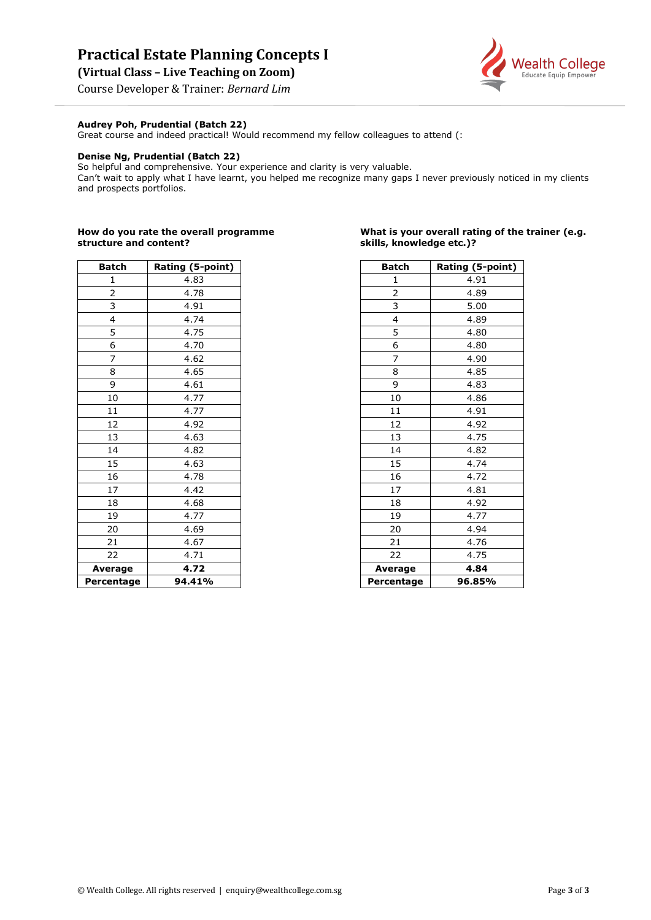# Practical Estate Planning Concepts I

**(Virtual Class – Live Teaching on Zoom)**

Course Developer & Trainer: *Bernard Lim*

**Audrey Poh, Prudential (Batch 22)**
Great course and indeed practical! Would recommend my fellow colleagues to attend (:

**Denise Ng, Prudential (Batch 22)**
So helpful and comprehensive. Your experience and clarity is very valuable.
Can't wait to apply what I have learnt, you helped me recognize many gaps I never previously noticed in my clients and prospects portfolios.

**How do you rate the overall programme structure and content?**

| Batch | Rating (5-point) |
|---|---|
| 1 | 4.83 |
| 2 | 4.78 |
| 3 | 4.91 |
| 4 | 4.74 |
| 5 | 4.75 |
| 6 | 4.70 |
| 7 | 4.62 |
| 8 | 4.65 |
| 9 | 4.61 |
| 10 | 4.77 |
| 11 | 4.77 |
| 12 | 4.92 |
| 13 | 4.63 |
| 14 | 4.82 |
| 15 | 4.63 |
| 16 | 4.78 |
| 17 | 4.42 |
| 18 | 4.68 |
| 19 | 4.77 |
| 20 | 4.69 |
| 21 | 4.67 |
| 22 | 4.71 |
| **Average** | **4.72** |
| **Percentage** | **94.41%** |

**What is your overall rating of the trainer (e.g. skills, knowledge etc.)?**

| Batch | Rating (5-point) |
|---|---|
| 1 | 4.91 |
| 2 | 4.89 |
| 3 | 5.00 |
| 4 | 4.89 |
| 5 | 4.80 |
| 6 | 4.80 |
| 7 | 4.90 |
| 8 | 4.85 |
| 9 | 4.83 |
| 10 | 4.86 |
| 11 | 4.91 |
| 12 | 4.92 |
| 13 | 4.75 |
| 14 | 4.82 |
| 15 | 4.74 |
| 16 | 4.72 |
| 17 | 4.81 |
| 18 | 4.92 |
| 19 | 4.77 |
| 20 | 4.94 |
| 21 | 4.76 |
| 22 | 4.75 |
| **Average** | **4.84** |
| **Percentage** | **96.85%** |